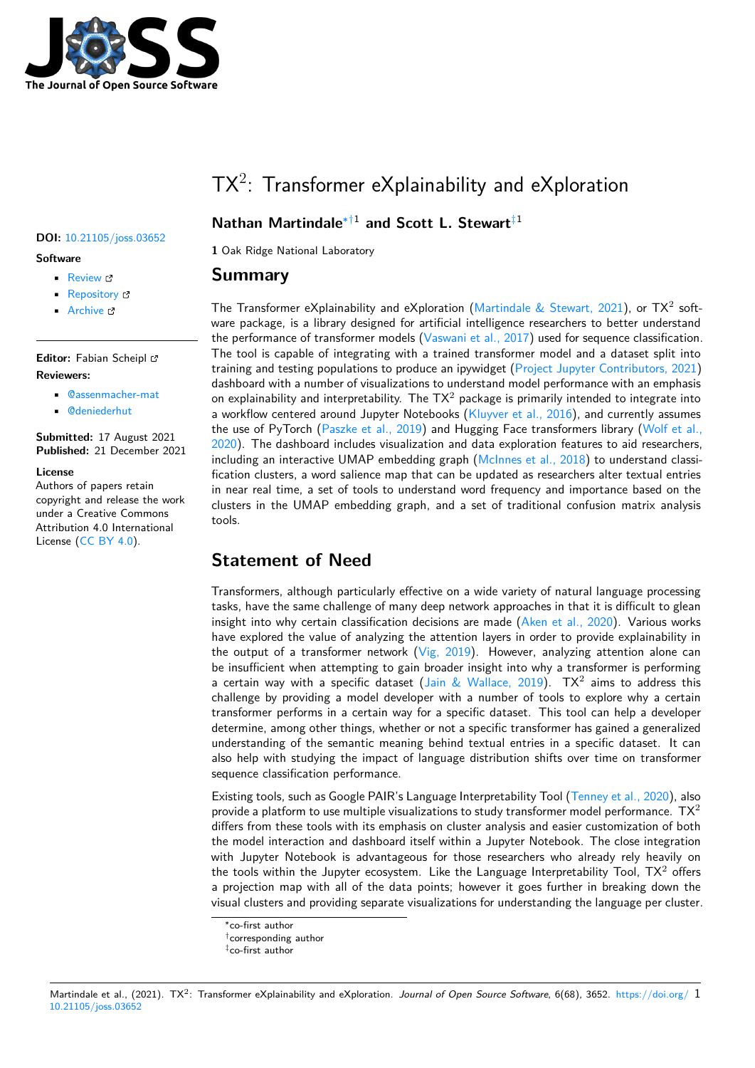# TX$^2$: Transformer eXplainability and eXploration

**Nathan Martindale**[*†1] **and Scott L. Stewart**[‡1]

**1** Oak Ridge National Laboratory

**DOI:** 10.21105/joss.03652

**Software**

- Review
- Repository
- Archive

**Editor:** Fabian Scheipl

**Reviewers:**

- @assenmacher-mat
- @deniederhut

**Submitted:** 17 August 2021
**Published:** 21 December 2021

**License**
Authors of papers retain copyright and release the work under a Creative Commons Attribution 4.0 International License (CC BY 4.0).

## Summary

The Transformer eXplainability and eXploration (Martindale & Stewart, 2021), or TX$^2$ software package, is a library designed for artificial intelligence researchers to better understand the performance of transformer models (Vaswani et al., 2017) used for sequence classification. The tool is capable of integrating with a trained transformer model and a dataset split into training and testing populations to produce an ipywidget (Project Jupyter Contributors, 2021) dashboard with a number of visualizations to understand model performance with an emphasis on explainability and interpretability. The TX$^2$ package is primarily intended to integrate into a workflow centered around Jupyter Notebooks (Kluyver et al., 2016), and currently assumes the use of PyTorch (Paszke et al., 2019) and Hugging Face transformers library (Wolf et al., 2020). The dashboard includes visualization and data exploration features to aid researchers, including an interactive UMAP embedding graph (McInnes et al., 2018) to understand classification clusters, a word salience map that can be updated as researchers alter textual entries in near real time, a set of tools to understand word frequency and importance based on the clusters in the UMAP embedding graph, and a set of traditional confusion matrix analysis tools.

## Statement of Need

Transformers, although particularly effective on a wide variety of natural language processing tasks, have the same challenge of many deep network approaches in that it is difficult to glean insight into why certain classification decisions are made (Aken et al., 2020). Various works have explored the value of analyzing the attention layers in order to provide explainability in the output of a transformer network (Vig, 2019). However, analyzing attention alone can be insufficient when attempting to gain broader insight into why a transformer is performing a certain way with a specific dataset (Jain & Wallace, 2019). TX$^2$ aims to address this challenge by providing a model developer with a number of tools to explore why a certain transformer performs in a certain way for a specific dataset. This tool can help a developer determine, among other things, whether or not a specific transformer has gained a generalized understanding of the semantic meaning behind textual entries in a specific dataset. It can also help with studying the impact of language distribution shifts over time on transformer sequence classification performance.

Existing tools, such as Google PAIR's Language Interpretability Tool (Tenney et al., 2020), also provide a platform to use multiple visualizations to study transformer model performance. TX$^2$ differs from these tools with its emphasis on cluster analysis and easier customization of both the model interaction and dashboard itself within a Jupyter Notebook. The close integration with Jupyter Notebook is advantageous for those researchers who already rely heavily on the tools within the Jupyter ecosystem. Like the Language Interpretability Tool, TX$^2$ offers a projection map with all of the data points; however it goes further in breaking down the visual clusters and providing separate visualizations for understanding the language per cluster.

[*]co-first author
[†]corresponding author
[‡]co-first author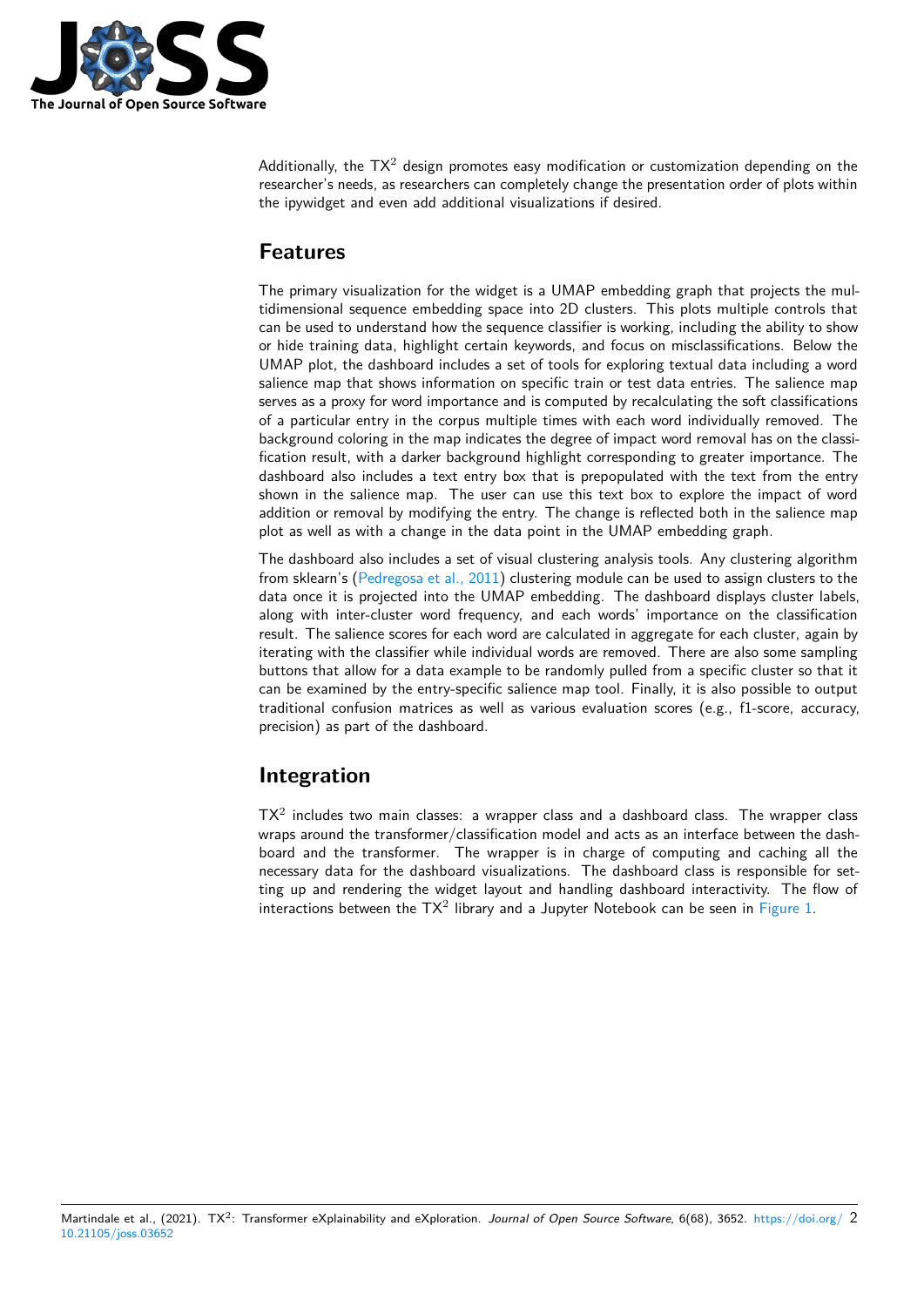Additionally, the TX$^2$ design promotes easy modification or customization depending on the researcher's needs, as researchers can completely change the presentation order of plots within the ipywidget and even add additional visualizations if desired.

## Features

The primary visualization for the widget is a UMAP embedding graph that projects the multidimensional sequence embedding space into 2D clusters. This plots multiple controls that can be used to understand how the sequence classifier is working, including the ability to show or hide training data, highlight certain keywords, and focus on misclassifications. Below the UMAP plot, the dashboard includes a set of tools for exploring textual data including a word salience map that shows information on specific train or test data entries. The salience map serves as a proxy for word importance and is computed by recalculating the soft classifications of a particular entry in the corpus multiple times with each word individually removed. The background coloring in the map indicates the degree of impact word removal has on the classification result, with a darker background highlight corresponding to greater importance. The dashboard also includes a text entry box that is prepopulated with the text from the entry shown in the salience map. The user can use this text box to explore the impact of word addition or removal by modifying the entry. The change is reflected both in the salience map plot as well as with a change in the data point in the UMAP embedding graph.

The dashboard also includes a set of visual clustering analysis tools. Any clustering algorithm from sklearn's (Pedregosa et al., 2011) clustering module can be used to assign clusters to the data once it is projected into the UMAP embedding. The dashboard displays cluster labels, along with inter-cluster word frequency, and each words' importance on the classification result. The salience scores for each word are calculated in aggregate for each cluster, again by iterating with the classifier while individual words are removed. There are also some sampling buttons that allow for a data example to be randomly pulled from a specific cluster so that it can be examined by the entry-specific salience map tool. Finally, it is also possible to output traditional confusion matrices as well as various evaluation scores (e.g., f1-score, accuracy, precision) as part of the dashboard.

## Integration

TX$^2$ includes two main classes: a wrapper class and a dashboard class. The wrapper class wraps around the transformer/classification model and acts as an interface between the dashboard and the transformer. The wrapper is in charge of computing and caching all the necessary data for the dashboard visualizations. The dashboard class is responsible for setting up and rendering the widget layout and handling dashboard interactivity. The flow of interactions between the TX$^2$ library and a Jupyter Notebook can be seen in Figure 1.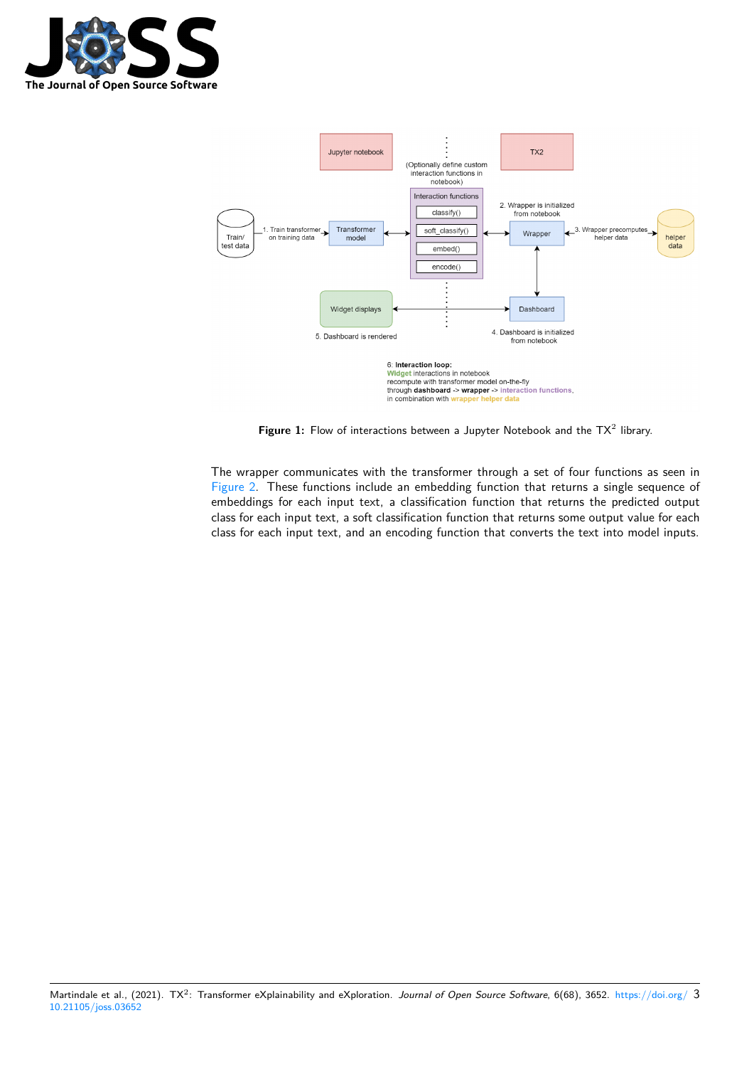Figure 1: Flow of interactions between a Jupyter Notebook and the TX$^2$ library.

The wrapper communicates with the transformer through a set of four functions as seen in Figure 2. These functions include an embedding function that returns a single sequence of embeddings for each input text, a classification function that returns the predicted output class for each input text, a soft classification function that returns some output value for each class for each input text, and an encoding function that converts the text into model inputs.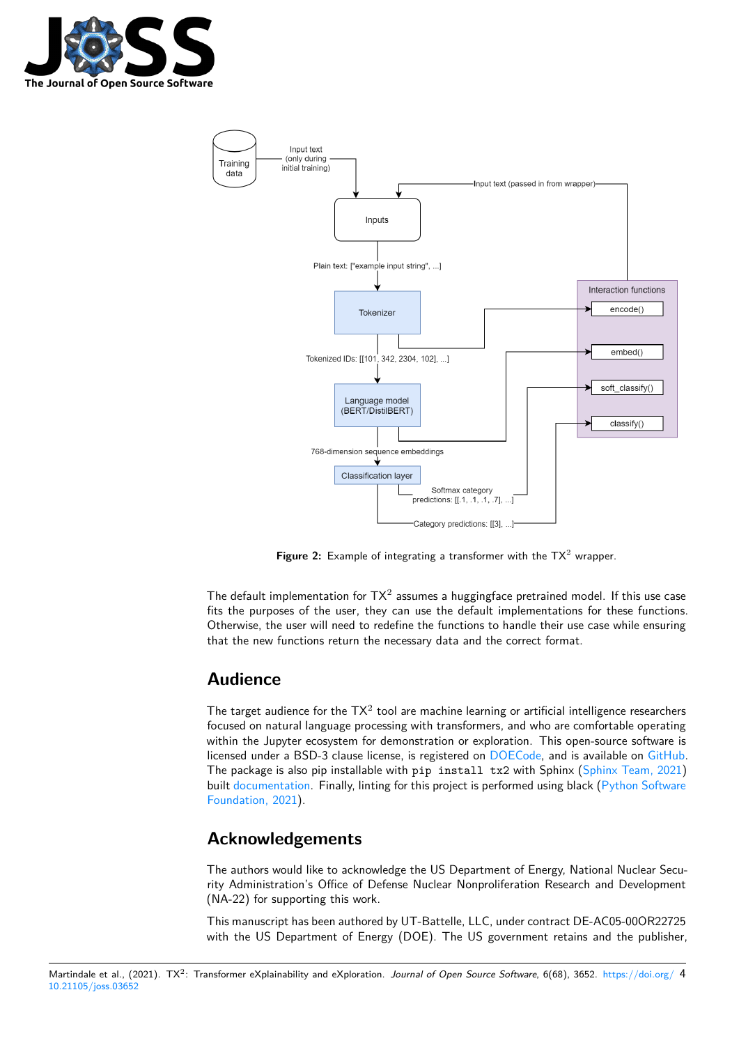**Figure 2:** Example of integrating a transformer with the TX$^2$ wrapper.

The default implementation for TX$^2$ assumes a huggingface pretrained model. If this use case fits the purposes of the user, they can use the default implementations for these functions. Otherwise, the user will need to redefine the functions to handle their use case while ensuring that the new functions return the necessary data and the correct format.

## Audience

The target audience for the TX$^2$ tool are machine learning or artificial intelligence researchers focused on natural language processing with transformers, and who are comfortable operating within the Jupyter ecosystem for demonstration or exploration. This open-source software is licensed under a BSD-3 clause license, is registered on DOECode, and is available on GitHub. The package is also pip installable with `pip install tx2` with Sphinx (Sphinx Team, 2021) built documentation. Finally, linting for this project is performed using black (Python Software Foundation, 2021).

## Acknowledgements

The authors would like to acknowledge the US Department of Energy, National Nuclear Security Administration's Office of Defense Nuclear Nonproliferation Research and Development (NA-22) for supporting this work.

This manuscript has been authored by UT-Battelle, LLC, under contract DE-AC05-00OR22725 with the US Department of Energy (DOE). The US government retains and the publisher,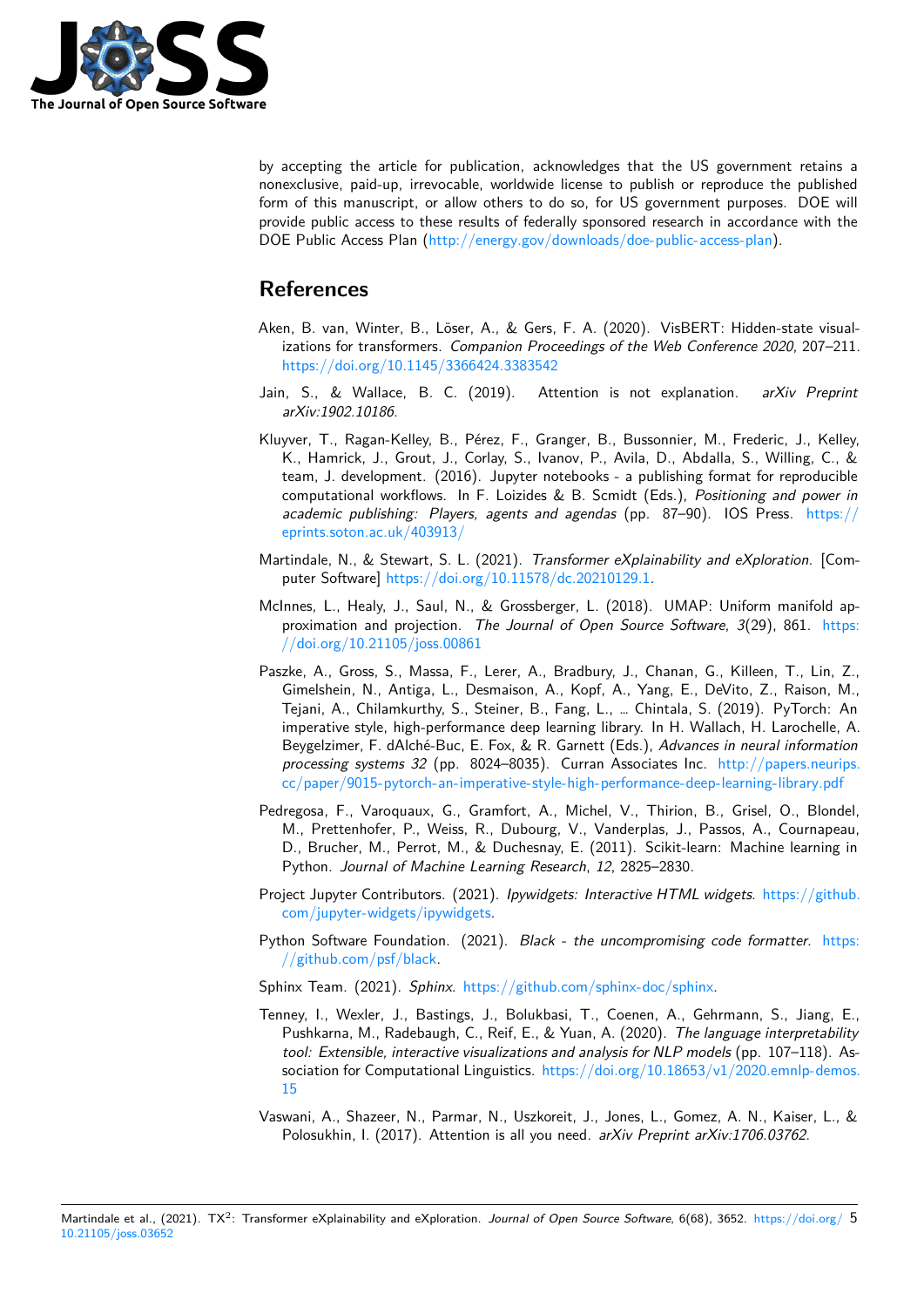by accepting the article for publication, acknowledges that the US government retains a nonexclusive, paid-up, irrevocable, worldwide license to publish or reproduce the published form of this manuscript, or allow others to do so, for US government purposes. DOE will provide public access to these results of federally sponsored research in accordance with the DOE Public Access Plan (http://energy.gov/downloads/doe-public-access-plan).

# References

Aken, B. van, Winter, B., Löser, A., & Gers, F. A. (2020). VisBERT: Hidden-state visualizations for transformers. *Companion Proceedings of the Web Conference 2020*, 207–211. https://doi.org/10.1145/3366424.3383542

Jain, S., & Wallace, B. C. (2019). Attention is not explanation. *arXiv Preprint arXiv:1902.10186*.

Kluyver, T., Ragan-Kelley, B., Pérez, F., Granger, B., Bussonnier, M., Frederic, J., Kelley, K., Hamrick, J., Grout, J., Corlay, S., Ivanov, P., Avila, D., Abdalla, S., Willing, C., & team, J. development. (2016). Jupyter notebooks - a publishing format for reproducible computational workflows. In F. Loizides & B. Scmidt (Eds.), *Positioning and power in academic publishing: Players, agents and agendas* (pp. 87–90). IOS Press. https://eprints.soton.ac.uk/403913/

Martindale, N., & Stewart, S. L. (2021). *Transformer eXplainability and eXploration*. [Computer Software] https://doi.org/10.11578/dc.20210129.1.

McInnes, L., Healy, J., Saul, N., & Grossberger, L. (2018). UMAP: Uniform manifold approximation and projection. *The Journal of Open Source Software*, *3*(29), 861. https://doi.org/10.21105/joss.00861

Paszke, A., Gross, S., Massa, F., Lerer, A., Bradbury, J., Chanan, G., Killeen, T., Lin, Z., Gimelshein, N., Antiga, L., Desmaison, A., Kopf, A., Yang, E., DeVito, Z., Raison, M., Tejani, A., Chilamkurthy, S., Steiner, B., Fang, L., … Chintala, S. (2019). PyTorch: An imperative style, high-performance deep learning library. In H. Wallach, H. Larochelle, A. Beygelzimer, F. dAlché-Buc, E. Fox, & R. Garnett (Eds.), *Advances in neural information processing systems 32* (pp. 8024–8035). Curran Associates Inc. http://papers.neurips.cc/paper/9015-pytorch-an-imperative-style-high-performance-deep-learning-library.pdf

Pedregosa, F., Varoquaux, G., Gramfort, A., Michel, V., Thirion, B., Grisel, O., Blondel, M., Prettenhofer, P., Weiss, R., Dubourg, V., Vanderplas, J., Passos, A., Cournapeau, D., Brucher, M., Perrot, M., & Duchesnay, E. (2011). Scikit-learn: Machine learning in Python. *Journal of Machine Learning Research*, *12*, 2825–2830.

Project Jupyter Contributors. (2021). *Ipywidgets: Interactive HTML widgets*. https://github.com/jupyter-widgets/ipywidgets.

Python Software Foundation. (2021). *Black - the uncompromising code formatter*. https://github.com/psf/black.

Sphinx Team. (2021). *Sphinx*. https://github.com/sphinx-doc/sphinx.

Tenney, I., Wexler, J., Bastings, J., Bolukbasi, T., Coenen, A., Gehrmann, S., Jiang, E., Pushkarna, M., Radebaugh, C., Reif, E., & Yuan, A. (2020). *The language interpretability tool: Extensible, interactive visualizations and analysis for NLP models* (pp. 107–118). Association for Computational Linguistics. https://doi.org/10.18653/v1/2020.emnlp-demos.15

Vaswani, A., Shazeer, N., Parmar, N., Uszkoreit, J., Jones, L., Gomez, A. N., Kaiser, L., & Polosukhin, I. (2017). Attention is all you need. *arXiv Preprint arXiv:1706.03762*.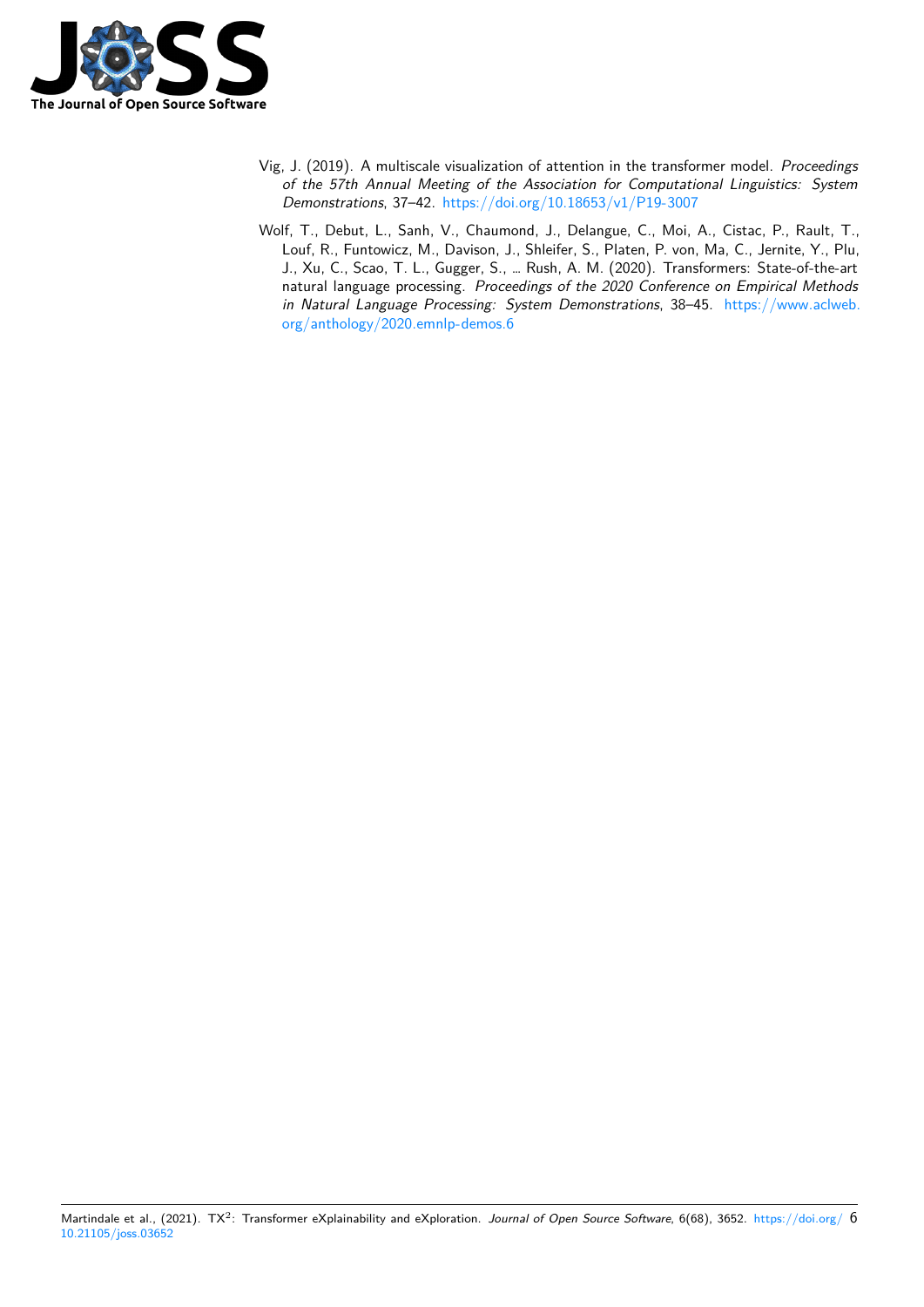Vig, J. (2019). A multiscale visualization of attention in the transformer model. *Proceedings of the 57th Annual Meeting of the Association for Computational Linguistics: System Demonstrations*, 37–42. https://doi.org/10.18653/v1/P19-3007

Wolf, T., Debut, L., Sanh, V., Chaumond, J., Delangue, C., Moi, A., Cistac, P., Rault, T., Louf, R., Funtowicz, M., Davison, J., Shleifer, S., Platen, P. von, Ma, C., Jernite, Y., Plu, J., Xu, C., Scao, T. L., Gugger, S., … Rush, A. M. (2020). Transformers: State-of-the-art natural language processing. *Proceedings of the 2020 Conference on Empirical Methods in Natural Language Processing: System Demonstrations*, 38–45. https://www.aclweb.org/anthology/2020.emnlp-demos.6